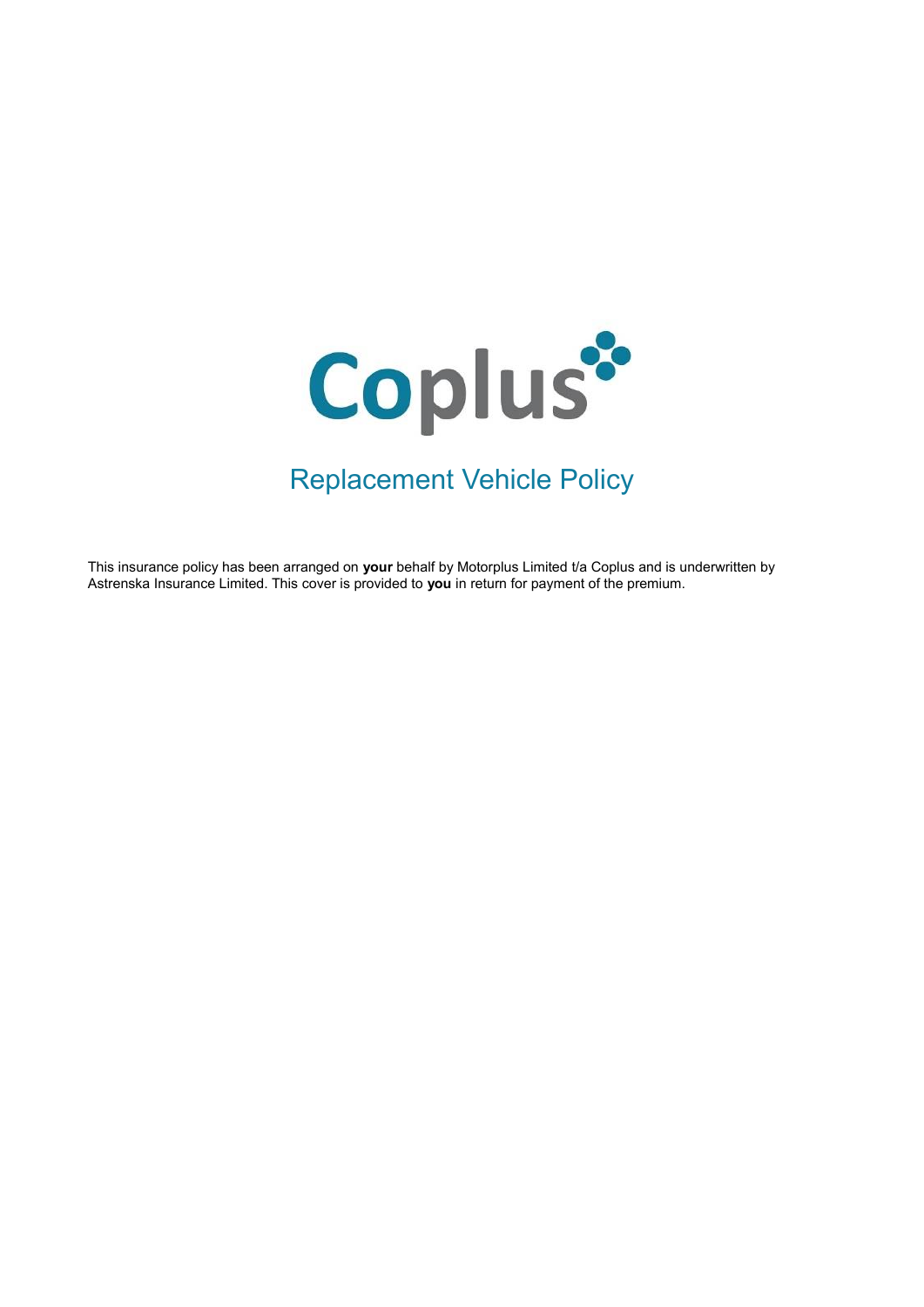# Coplus

## Replacement Vehicle Policy

This insurance policy has been arranged on **your** behalf by Motorplus Limited t/a Coplus and is underwritten by Astrenska Insurance Limited. This cover is provided to **you** in return for payment of the premium.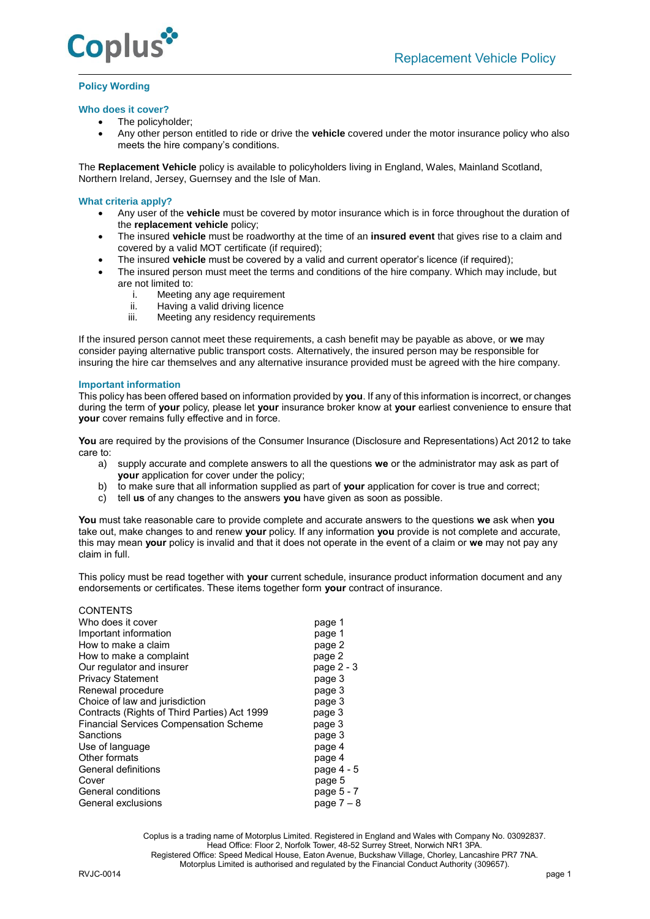## Replacement Vehicle Policy

### Policy Wording

### Who does it cover?

- The policyholder;
- Any other person entitled to ride or drive the **vehicle** covered under the motor insurance policy who also meets the hire company's conditions.

The **Replacement Vehicle** policy is available to policyholders living in England, Wales, Mainland Scotland, Northern Ireland, Jersey, Guernsey and the Isle of Man.

### What criteria apply?

- Any user of the **vehicle** must be covered by motor insurance which is in force throughout the duration of the **replacement vehicle** policy;
- The insured **vehicle** must be roadworthy at the time of an **insured event** that gives rise to a claim and covered by a valid MOT certificate (if required);
- The insured **vehicle** must be covered by a valid and current operator's licence (if required);
- The insured person must meet the terms and conditions of the hire company. Which may include, but are not limited to:
    1. Meeting any age requirement
    2. Having a valid driving licence
    3. Meeting any residency requirements

If the insured person cannot meet these requirements, a cash benefit may be payable as above, or **we** may consider paying alternative public transport costs. Alternatively, the insured person may be responsible for insuring the hire car themselves and any alternative insurance provided must be agreed with the hire company.

### Important information

This policy has been offered based on information provided by **you**. If any of this information is incorrect, or changes during the term of **your** policy, please let **your** insurance broker know at **your** earliest convenience to ensure that **your** cover remains fully effective and in force.

**You** are required by the provisions of the Consumer Insurance (Disclosure and Representations) Act 2012 to take care to:

a) supply accurate and complete answers to all the questions **we** or the administrator may ask as part of **your** application for cover under the policy;
b) to make sure that all information supplied as part of **your** application for cover is true and correct;
c) tell **us** of any changes to the answers **you** have given as soon as possible.

**You** must take reasonable care to provide complete and accurate answers to the questions **we** ask when **you** take out, make changes to and renew **your** policy. If any information **you** provide is not complete and accurate, this may mean **your** policy is invalid and that it does not operate in the event of a claim or **we** may not pay any claim in full.

This policy must be read together with **your** current schedule, insurance product information document and any endorsements or certificates. These items together form **your** contract of insurance.

CONTENTS

| | |
|---|---|
| Who does it cover | page 1 |
| Important information | page 1 |
| How to make a claim | page 2 |
| How to make a complaint | page 2 |
| Our regulator and insurer | page 2 - 3 |
| Privacy Statement | page 3 |
| Renewal procedure | page 3 |
| Choice of law and jurisdiction | page 3 |
| Contracts (Rights of Third Parties) Act 1999 | page 3 |
| Financial Services Compensation Scheme | page 3 |
| Sanctions | page 3 |
| Use of language | page 4 |
| Other formats | page 4 |
| General definitions | page 4 - 5 |
| Cover | page 5 |
| General conditions | page 5 - 7 |
| General exclusions | page 7 – 8 |

Coplus is a trading name of Motorplus Limited. Registered in England and Wales with Company No. 03092837.
Head Office: Floor 2, Norfolk Tower, 48-52 Surrey Street, Norwich NR1 3PA.
Registered Office: Speed Medical House, Eaton Avenue, Buckshaw Village, Chorley, Lancashire PR7 7NA.
Motorplus Limited is authorised and regulated by the Financial Conduct Authority (309657).

RVJC-0014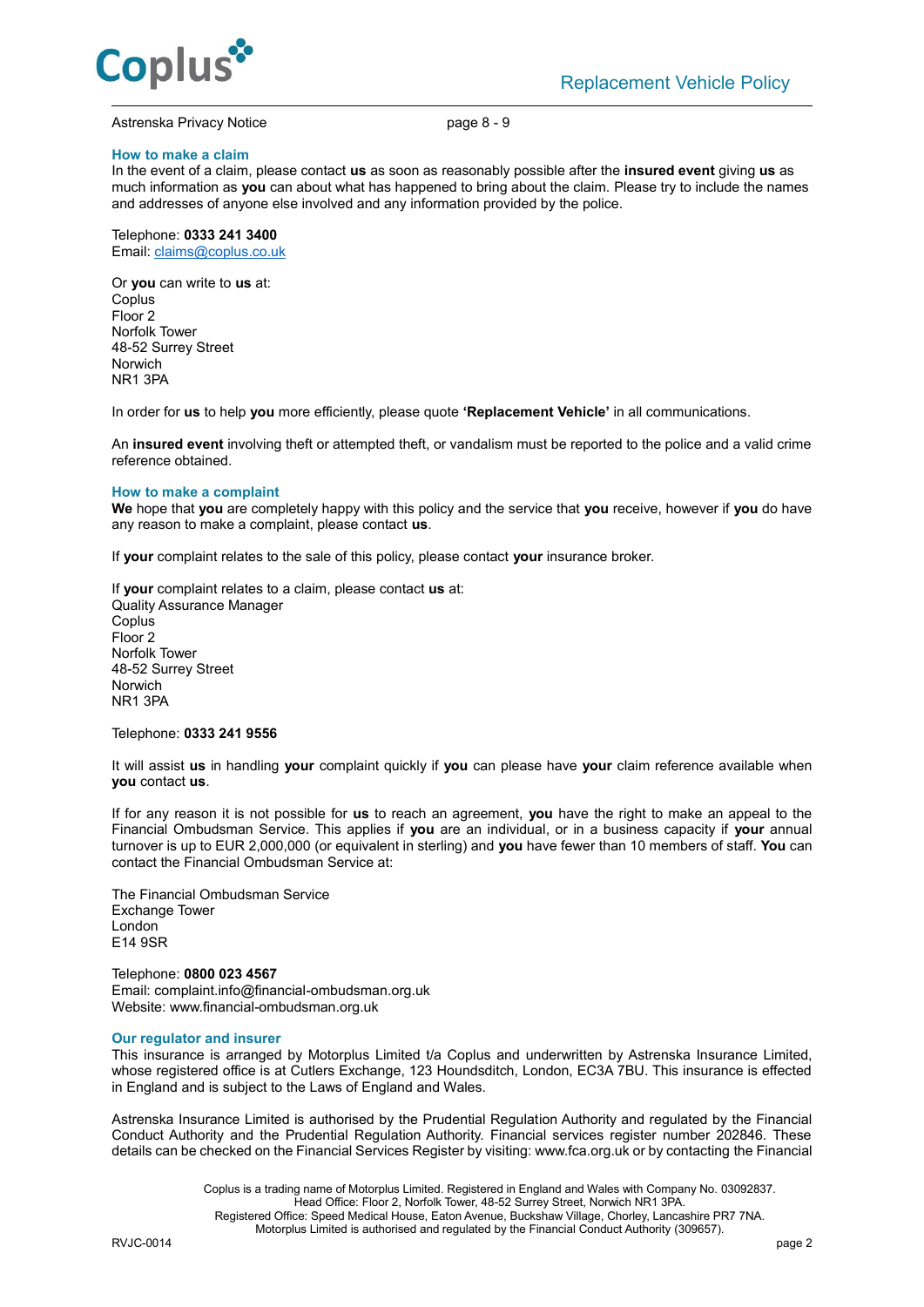Astrenska Privacy Notice page 8 - 9

### How to make a claim

In the event of a claim, please contact **us** as soon as reasonably possible after the **insured event** giving **us** as much information as **you** can about what has happened to bring about the claim. Please try to include the names and addresses of anyone else involved and any information provided by the police.

Telephone: **0333 241 3400**
Email: claims@coplus.co.uk

Or **you** can write to **us** at:
Coplus
Floor 2
Norfolk Tower
48-52 Surrey Street
Norwich
NR1 3PA

In order for **us** to help **you** more efficiently, please quote **'Replacement Vehicle'** in all communications.

An **insured event** involving theft or attempted theft, or vandalism must be reported to the police and a valid crime reference obtained.

### How to make a complaint

**We** hope that **you** are completely happy with this policy and the service that **you** receive, however if **you** do have any reason to make a complaint, please contact **us**.

If **your** complaint relates to the sale of this policy, please contact **your** insurance broker.

If **your** complaint relates to a claim, please contact **us** at:
Quality Assurance Manager
Coplus
Floor 2
Norfolk Tower
48-52 Surrey Street
Norwich
NR1 3PA

Telephone: **0333 241 9556**

It will assist **us** in handling **your** complaint quickly if **you** can please have **your** claim reference available when **you** contact **us**.

If for any reason it is not possible for **us** to reach an agreement, **you** have the right to make an appeal to the Financial Ombudsman Service. This applies if **you** are an individual, or in a business capacity if **your** annual turnover is up to EUR 2,000,000 (or equivalent in sterling) and **you** have fewer than 10 members of staff. **You** can contact the Financial Ombudsman Service at:

The Financial Ombudsman Service
Exchange Tower
London
E14 9SR

Telephone: **0800 023 4567**
Email: complaint.info@financial-ombudsman.org.uk
Website: www.financial-ombudsman.org.uk

### Our regulator and insurer

This insurance is arranged by Motorplus Limited t/a Coplus and underwritten by Astrenska Insurance Limited, whose registered office is at Cutlers Exchange, 123 Houndsditch, London, EC3A 7BU. This insurance is effected in England and is subject to the Laws of England and Wales.

Astrenska Insurance Limited is authorised by the Prudential Regulation Authority and regulated by the Financial Conduct Authority and the Prudential Regulation Authority. Financial services register number 202846. These details can be checked on the Financial Services Register by visiting: www.fca.org.uk or by contacting the Financial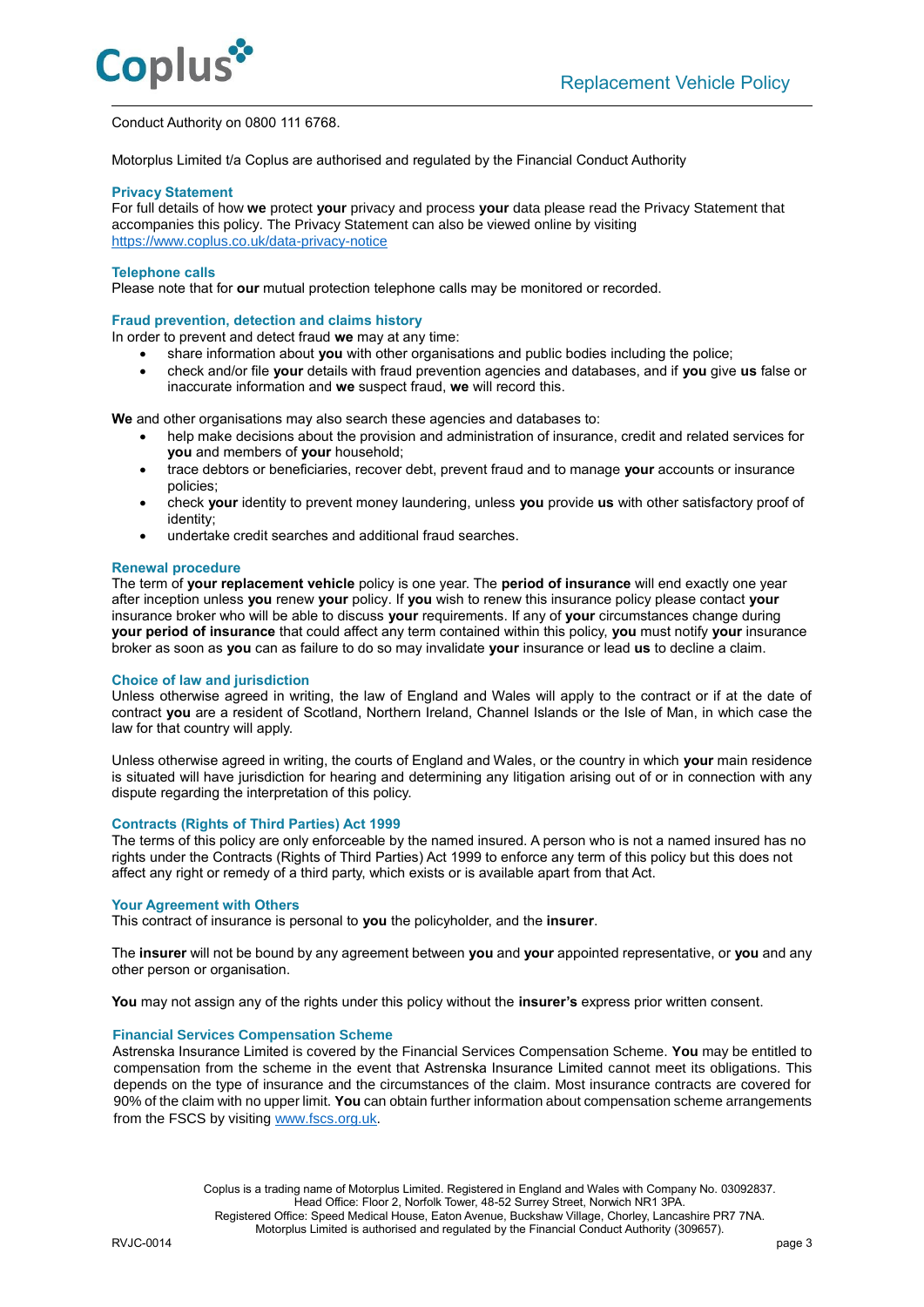Conduct Authority on 0800 111 6768.

Motorplus Limited t/a Coplus are authorised and regulated by the Financial Conduct Authority

### Privacy Statement

For full details of how **we** protect **your** privacy and process **your** data please read the Privacy Statement that accompanies this policy. The Privacy Statement can also be viewed online by visiting https://www.coplus.co.uk/data-privacy-notice

### Telephone calls

Please note that for **our** mutual protection telephone calls may be monitored or recorded.

### Fraud prevention, detection and claims history

In order to prevent and detect fraud **we** may at any time:

- share information about **you** with other organisations and public bodies including the police;
- check and/or file **your** details with fraud prevention agencies and databases, and if **you** give **us** false or inaccurate information and **we** suspect fraud, **we** will record this.

**We** and other organisations may also search these agencies and databases to:

- help make decisions about the provision and administration of insurance, credit and related services for **you** and members of **your** household;
- trace debtors or beneficiaries, recover debt, prevent fraud and to manage **your** accounts or insurance policies;
- check **your** identity to prevent money laundering, unless **you** provide **us** with other satisfactory proof of identity;
- undertake credit searches and additional fraud searches.

### Renewal procedure

The term of **your replacement vehicle** policy is one year. The **period of insurance** will end exactly one year after inception unless **you** renew **your** policy. If **you** wish to renew this insurance policy please contact **your** insurance broker who will be able to discuss **your** requirements. If any of **your** circumstances change during **your period of insurance** that could affect any term contained within this policy, **you** must notify **your** insurance broker as soon as **you** can as failure to do so may invalidate **your** insurance or lead **us** to decline a claim.

### Choice of law and jurisdiction

Unless otherwise agreed in writing, the law of England and Wales will apply to the contract or if at the date of contract **you** are a resident of Scotland, Northern Ireland, Channel Islands or the Isle of Man, in which case the law for that country will apply.

Unless otherwise agreed in writing, the courts of England and Wales, or the country in which **your** main residence is situated will have jurisdiction for hearing and determining any litigation arising out of or in connection with any dispute regarding the interpretation of this policy.

### Contracts (Rights of Third Parties) Act 1999

The terms of this policy are only enforceable by the named insured. A person who is not a named insured has no rights under the Contracts (Rights of Third Parties) Act 1999 to enforce any term of this policy but this does not affect any right or remedy of a third party, which exists or is available apart from that Act.

### Your Agreement with Others

This contract of insurance is personal to **you** the policyholder, and the **insurer**.

The **insurer** will not be bound by any agreement between **you** and **your** appointed representative, or **you** and any other person or organisation.

**You** may not assign any of the rights under this policy without the **insurer's** express prior written consent.

### Financial Services Compensation Scheme

Astrenska Insurance Limited is covered by the Financial Services Compensation Scheme. **You** may be entitled to compensation from the scheme in the event that Astrenska Insurance Limited cannot meet its obligations. This depends on the type of insurance and the circumstances of the claim. Most insurance contracts are covered for 90% of the claim with no upper limit. **You** can obtain further information about compensation scheme arrangements from the FSCS by visiting www.fscs.org.uk.

Coplus is a trading name of Motorplus Limited. Registered in England and Wales with Company No. 03092837.
Head Office: Floor 2, Norfolk Tower, 48-52 Surrey Street, Norwich NR1 3PA.
Registered Office: Speed Medical House, Eaton Avenue, Buckshaw Village, Chorley, Lancashire PR7 7NA.
Motorplus Limited is authorised and regulated by the Financial Conduct Authority (309657).

RVJC-0014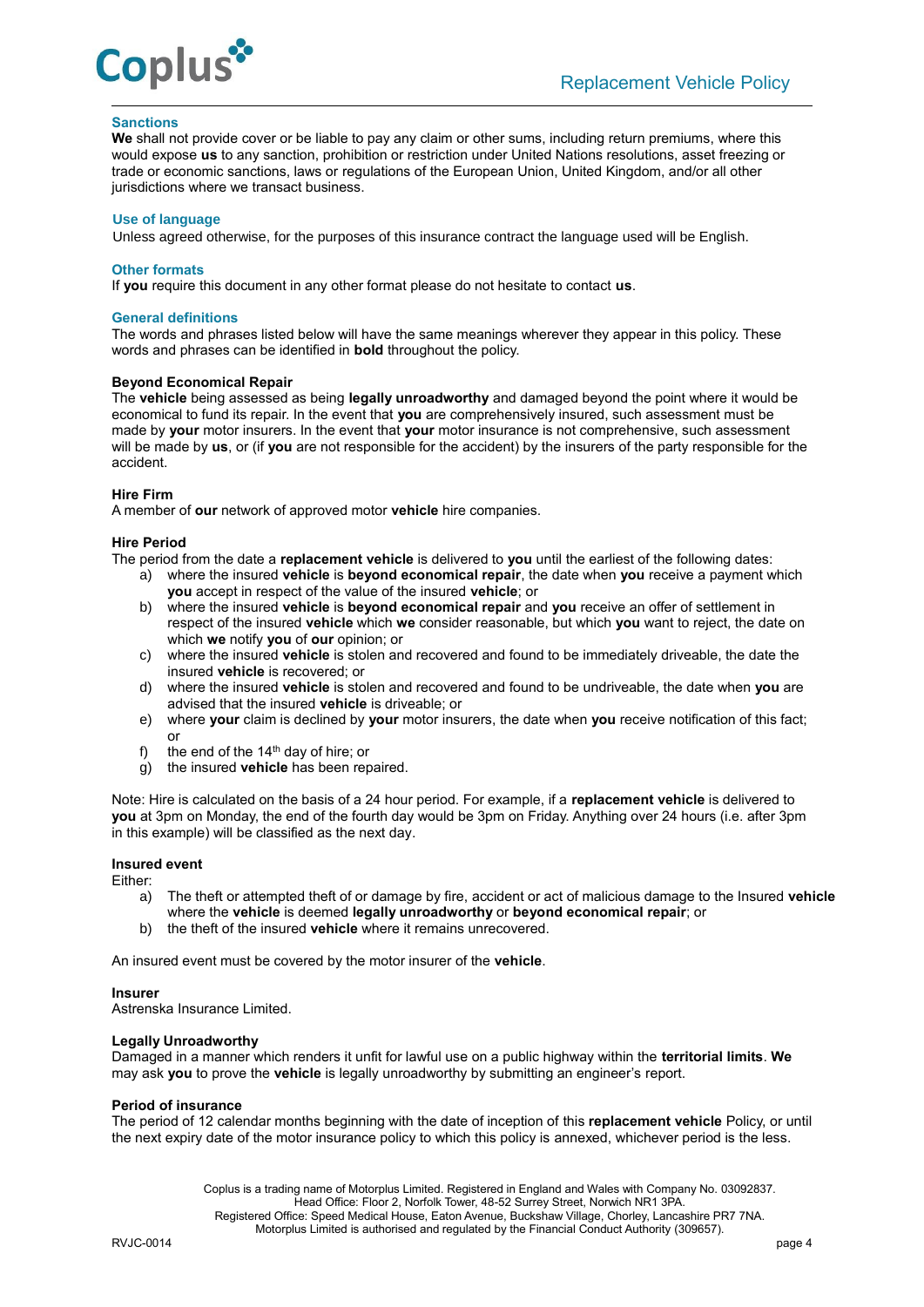## Sanctions

**We** shall not provide cover or be liable to pay any claim or other sums, including return premiums, where this would expose **us** to any sanction, prohibition or restriction under United Nations resolutions, asset freezing or trade or economic sanctions, laws or regulations of the European Union, United Kingdom, and/or all other jurisdictions where we transact business.

## Use of language

Unless agreed otherwise, for the purposes of this insurance contract the language used will be English.

## Other formats

If **you** require this document in any other format please do not hesitate to contact **us**.

## General definitions

The words and phrases listed below will have the same meanings wherever they appear in this policy. These words and phrases can be identified in **bold** throughout the policy.

### Beyond Economical Repair

The **vehicle** being assessed as being **legally unroadworthy** and damaged beyond the point where it would be economical to fund its repair. In the event that **you** are comprehensively insured, such assessment must be made by **your** motor insurers. In the event that **your** motor insurance is not comprehensive, such assessment will be made by **us**, or (if **you** are not responsible for the accident) by the insurers of the party responsible for the accident.

### Hire Firm

A member of **our** network of approved motor **vehicle** hire companies.

### Hire Period

The period from the date a **replacement vehicle** is delivered to **you** until the earliest of the following dates:

a) where the insured **vehicle** is **beyond economical repair**, the date when **you** receive a payment which **you** accept in respect of the value of the insured **vehicle**; or
b) where the insured **vehicle** is **beyond economical repair** and **you** receive an offer of settlement in respect of the insured **vehicle** which **we** consider reasonable, but which **you** want to reject, the date on which **we** notify **you** of **our** opinion; or
c) where the insured **vehicle** is stolen and recovered and found to be immediately driveable, the date the insured **vehicle** is recovered; or
d) where the insured **vehicle** is stolen and recovered and found to be undriveable, the date when **you** are advised that the insured **vehicle** is driveable; or
e) where **your** claim is declined by **your** motor insurers, the date when **you** receive notification of this fact; or
f) the end of the 14th day of hire; or
g) the insured **vehicle** has been repaired.

Note: Hire is calculated on the basis of a 24 hour period. For example, if a **replacement vehicle** is delivered to **you** at 3pm on Monday, the end of the fourth day would be 3pm on Friday. Anything over 24 hours (i.e. after 3pm in this example) will be classified as the next day.

### Insured event

Either:

a) The theft or attempted theft of or damage by fire, accident or act of malicious damage to the Insured **vehicle** where the **vehicle** is deemed **legally unroadworthy** or **beyond economical repair**; or
b) the theft of the insured **vehicle** where it remains unrecovered.

An insured event must be covered by the motor insurer of the **vehicle**.

### Insurer

Astrenska Insurance Limited.

### Legally Unroadworthy

Damaged in a manner which renders it unfit for lawful use on a public highway within the **territorial limits**. **We** may ask **you** to prove the **vehicle** is legally unroadworthy by submitting an engineer's report.

### Period of insurance

The period of 12 calendar months beginning with the date of inception of this **replacement vehicle** Policy, or until the next expiry date of the motor insurance policy to which this policy is annexed, whichever period is the less.

Coplus is a trading name of Motorplus Limited. Registered in England and Wales with Company No. 03092837.
Head Office: Floor 2, Norfolk Tower, 48-52 Surrey Street, Norwich NR1 3PA.
Registered Office: Speed Medical House, Eaton Avenue, Buckshaw Village, Chorley, Lancashire PR7 7NA.
Motorplus Limited is authorised and regulated by the Financial Conduct Authority (309657).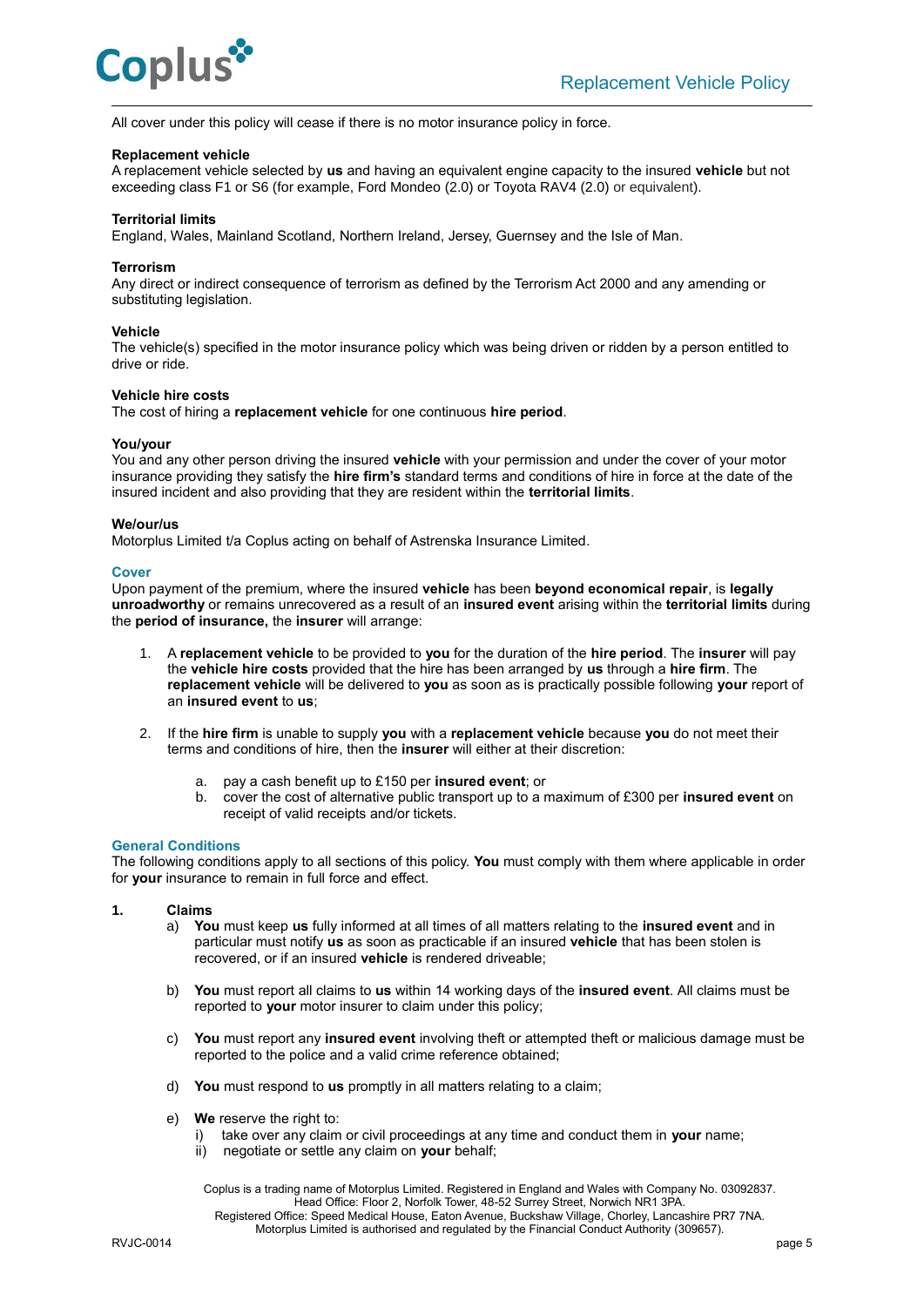All cover under this policy will cease if there is no motor insurance policy in force.

**Replacement vehicle**
A replacement vehicle selected by **us** and having an equivalent engine capacity to the insured **vehicle** but not exceeding class F1 or S6 (for example, Ford Mondeo (2.0) or Toyota RAV4 (2.0) or equivalent).

**Territorial limits**
England, Wales, Mainland Scotland, Northern Ireland, Jersey, Guernsey and the Isle of Man.

**Terrorism**
Any direct or indirect consequence of terrorism as defined by the Terrorism Act 2000 and any amending or substituting legislation.

**Vehicle**
The vehicle(s) specified in the motor insurance policy which was being driven or ridden by a person entitled to drive or ride.

**Vehicle hire costs**
The cost of hiring a **replacement vehicle** for one continuous **hire period**.

**You/your**
You and any other person driving the insured **vehicle** with your permission and under the cover of your motor insurance providing they satisfy the **hire firm's** standard terms and conditions of hire in force at the date of the insured incident and also providing that they are resident within the **territorial limits**.

**We/our/us**
Motorplus Limited t/a Coplus acting on behalf of Astrenska Insurance Limited.

## Cover

Upon payment of the premium, where the insured **vehicle** has been **beyond economical repair**, is **legally unroadworthy** or remains unrecovered as a result of an **insured event** arising within the **territorial limits** during the **period of insurance,** the **insurer** will arrange:

1. A **replacement vehicle** to be provided to **you** for the duration of the **hire period**. The **insurer** will pay the **vehicle hire costs** provided that the hire has been arranged by **us** through a **hire firm**. The **replacement vehicle** will be delivered to **you** as soon as is practically possible following **your** report of an **insured event** to **us**;

2. If the **hire firm** is unable to supply **you** with a **replacement vehicle** because **you** do not meet their terms and conditions of hire, then the **insurer** will either at their discretion:

   a. pay a cash benefit up to £150 per **insured event**; or
   b. cover the cost of alternative public transport up to a maximum of £300 per **insured event** on receipt of valid receipts and/or tickets.

## General Conditions

The following conditions apply to all sections of this policy. **You** must comply with them where applicable in order for **your** insurance to remain in full force and effect.

**1. Claims**

a) **You** must keep **us** fully informed at all times of all matters relating to the **insured event** and in particular must notify **us** as soon as practicable if an insured **vehicle** that has been stolen is recovered, or if an insured **vehicle** is rendered driveable;

b) **You** must report all claims to **us** within 14 working days of the **insured event**. All claims must be reported to **your** motor insurer to claim under this policy;

c) **You** must report any **insured event** involving theft or attempted theft or malicious damage must be reported to the police and a valid crime reference obtained;

d) **You** must respond to **us** promptly in all matters relating to a claim;

e) **We** reserve the right to:
   i) take over any claim or civil proceedings at any time and conduct them in **your** name;
   ii) negotiate or settle any claim on **your** behalf;

Coplus is a trading name of Motorplus Limited. Registered in England and Wales with Company No. 03092837.
Head Office: Floor 2, Norfolk Tower, 48-52 Surrey Street, Norwich NR1 3PA.
Registered Office: Speed Medical House, Eaton Avenue, Buckshaw Village, Chorley, Lancashire PR7 7NA.
Motorplus Limited is authorised and regulated by the Financial Conduct Authority (309657).

RVJC-0014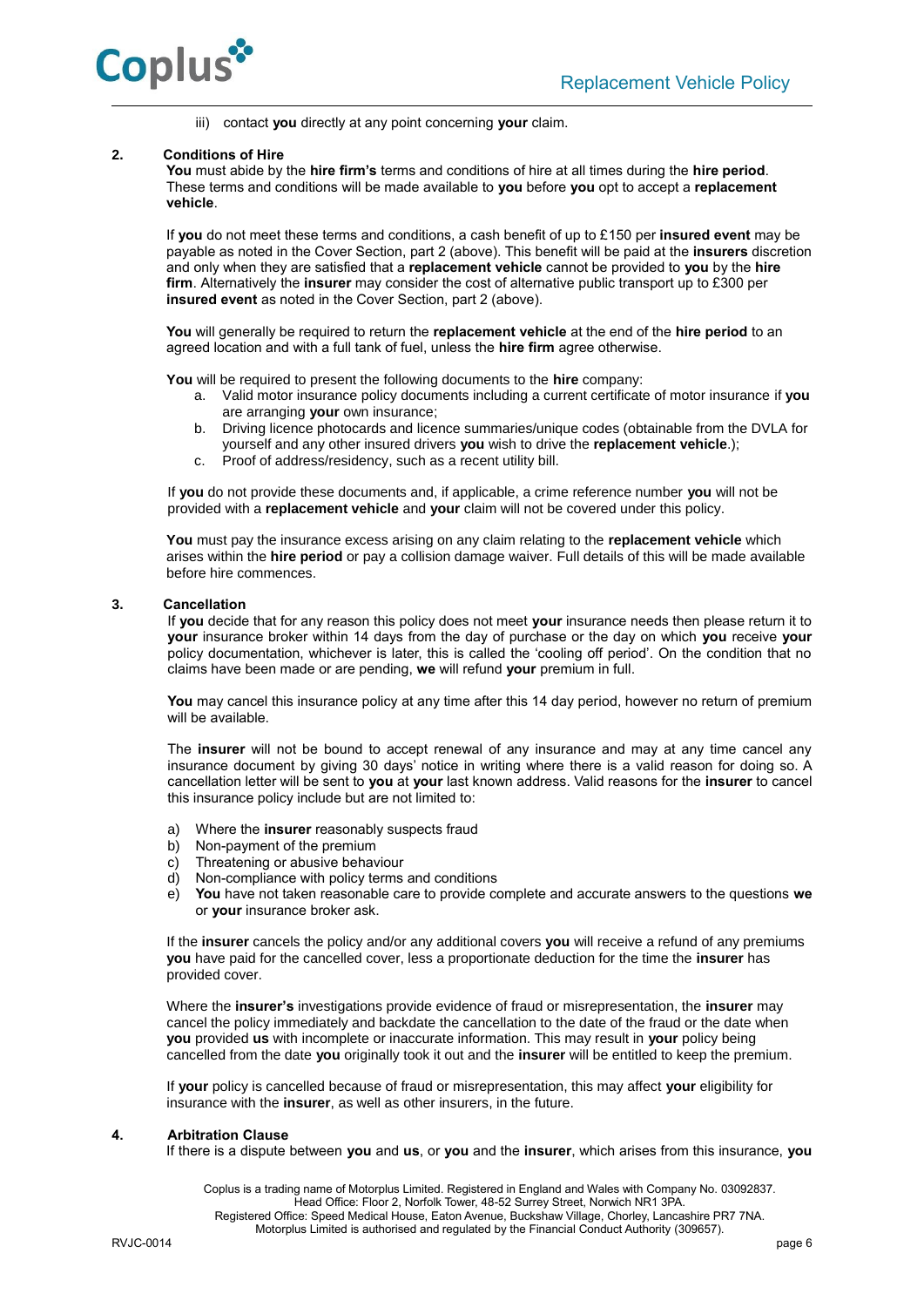iii) contact **you** directly at any point concerning **your** claim.

**2. Conditions of Hire**

**You** must abide by the **hire firm's** terms and conditions of hire at all times during the **hire period**. These terms and conditions will be made available to **you** before **you** opt to accept a **replacement vehicle**.

If **you** do not meet these terms and conditions, a cash benefit of up to £150 per **insured event** may be payable as noted in the Cover Section, part 2 (above). This benefit will be paid at the **insurers** discretion and only when they are satisfied that a **replacement vehicle** cannot be provided to **you** by the **hire firm**. Alternatively the **insurer** may consider the cost of alternative public transport up to £300 per **insured event** as noted in the Cover Section, part 2 (above).

**You** will generally be required to return the **replacement vehicle** at the end of the **hire period** to an agreed location and with a full tank of fuel, unless the **hire firm** agree otherwise.

**You** will be required to present the following documents to the **hire** company:

a. Valid motor insurance policy documents including a current certificate of motor insurance if **you** are arranging **your** own insurance;
b. Driving licence photocards and licence summaries/unique codes (obtainable from the DVLA for yourself and any other insured drivers **you** wish to drive the **replacement vehicle**.);
c. Proof of address/residency, such as a recent utility bill.

If **you** do not provide these documents and, if applicable, a crime reference number **you** will not be provided with a **replacement vehicle** and **your** claim will not be covered under this policy.

**You** must pay the insurance excess arising on any claim relating to the **replacement vehicle** which arises within the **hire period** or pay a collision damage waiver. Full details of this will be made available before hire commences.

**3. Cancellation**

If **you** decide that for any reason this policy does not meet **your** insurance needs then please return it to **your** insurance broker within 14 days from the day of purchase or the day on which **you** receive **your** policy documentation, whichever is later, this is called the 'cooling off period'. On the condition that no claims have been made or are pending, **we** will refund **your** premium in full.

**You** may cancel this insurance policy at any time after this 14 day period, however no return of premium will be available.

The **insurer** will not be bound to accept renewal of any insurance and may at any time cancel any insurance document by giving 30 days' notice in writing where there is a valid reason for doing so. A cancellation letter will be sent to **you** at **your** last known address. Valid reasons for the **insurer** to cancel this insurance policy include but are not limited to:

a) Where the **insurer** reasonably suspects fraud
b) Non-payment of the premium
c) Threatening or abusive behaviour
d) Non-compliance with policy terms and conditions
e) **You** have not taken reasonable care to provide complete and accurate answers to the questions **we** or **your** insurance broker ask.

If the **insurer** cancels the policy and/or any additional covers **you** will receive a refund of any premiums **you** have paid for the cancelled cover, less a proportionate deduction for the time the **insurer** has provided cover.

Where the **insurer's** investigations provide evidence of fraud or misrepresentation, the **insurer** may cancel the policy immediately and backdate the cancellation to the date of the fraud or the date when **you** provided **us** with incomplete or inaccurate information. This may result in **your** policy being cancelled from the date **you** originally took it out and the **insurer** will be entitled to keep the premium.

If **your** policy is cancelled because of fraud or misrepresentation, this may affect **your** eligibility for insurance with the **insurer**, as well as other insurers, in the future.

**4. Arbitration Clause**

If there is a dispute between **you** and **us**, or **you** and the **insurer**, which arises from this insurance, **you**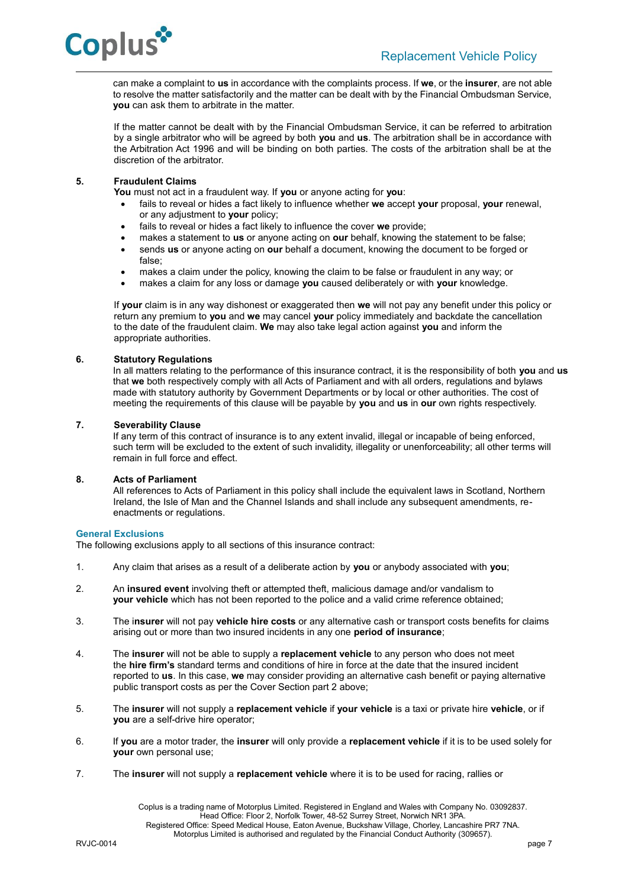can make a complaint to **us** in accordance with the complaints process. If **we**, or the **insurer**, are not able to resolve the matter satisfactorily and the matter can be dealt with by the Financial Ombudsman Service, **you** can ask them to arbitrate in the matter.

If the matter cannot be dealt with by the Financial Ombudsman Service, it can be referred to arbitration by a single arbitrator who will be agreed by both **you** and **us**. The arbitration shall be in accordance with the Arbitration Act 1996 and will be binding on both parties. The costs of the arbitration shall be at the discretion of the arbitrator.

**5. Fraudulent Claims**

**You** must not act in a fraudulent way. If **you** or anyone acting for **you**:

- fails to reveal or hides a fact likely to influence whether **we** accept **your** proposal, **your** renewal, or any adjustment to **your** policy;
- fails to reveal or hides a fact likely to influence the cover **we** provide;
- makes a statement to **us** or anyone acting on **our** behalf, knowing the statement to be false;
- sends **us** or anyone acting on **our** behalf a document, knowing the document to be forged or false;
- makes a claim under the policy, knowing the claim to be false or fraudulent in any way; or
- makes a claim for any loss or damage **you** caused deliberately or with **your** knowledge.

If **your** claim is in any way dishonest or exaggerated then **we** will not pay any benefit under this policy or return any premium to **you** and **we** may cancel **your** policy immediately and backdate the cancellation to the date of the fraudulent claim. **We** may also take legal action against **you** and inform the appropriate authorities.

**6. Statutory Regulations**

In all matters relating to the performance of this insurance contract, it is the responsibility of both **you** and **us** that **we** both respectively comply with all Acts of Parliament and with all orders, regulations and bylaws made with statutory authority by Government Departments or by local or other authorities. The cost of meeting the requirements of this clause will be payable by **you** and **us** in **our** own rights respectively.

**7. Severability Clause**

If any term of this contract of insurance is to any extent invalid, illegal or incapable of being enforced, such term will be excluded to the extent of such invalidity, illegality or unenforceability; all other terms will remain in full force and effect.

**8. Acts of Parliament**

All references to Acts of Parliament in this policy shall include the equivalent laws in Scotland, Northern Ireland, the Isle of Man and the Channel Islands and shall include any subsequent amendments, re-enactments or regulations.

## General Exclusions

The following exclusions apply to all sections of this insurance contract:

1. Any claim that arises as a result of a deliberate action by **you** or anybody associated with **you**;

2. An **insured event** involving theft or attempted theft, malicious damage and/or vandalism to **your vehicle** which has not been reported to the police and a valid crime reference obtained;

3. The **insurer** will not pay **vehicle hire costs** or any alternative cash or transport costs benefits for claims arising out or more than two insured incidents in any one **period of insurance**;

4. The **insurer** will not be able to supply a **replacement vehicle** to any person who does not meet the **hire firm's** standard terms and conditions of hire in force at the date that the insured incident reported to **us**. In this case, **we** may consider providing an alternative cash benefit or paying alternative public transport costs as per the Cover Section part 2 above;

5. The **insurer** will not supply a **replacement vehicle** if **your vehicle** is a taxi or private hire **vehicle**, or if **you** are a self-drive hire operator;

6. If **you** are a motor trader, the **insurer** will only provide a **replacement vehicle** if it is to be used solely for **your** own personal use;

7. The **insurer** will not supply a **replacement vehicle** where it is to be used for racing, rallies or

Coplus is a trading name of Motorplus Limited. Registered in England and Wales with Company No. 03092837. Head Office: Floor 2, Norfolk Tower, 48-52 Surrey Street, Norwich NR1 3PA. Registered Office: Speed Medical House, Eaton Avenue, Buckshaw Village, Chorley, Lancashire PR7 7NA. Motorplus Limited is authorised and regulated by the Financial Conduct Authority (309657).

RVJC-0014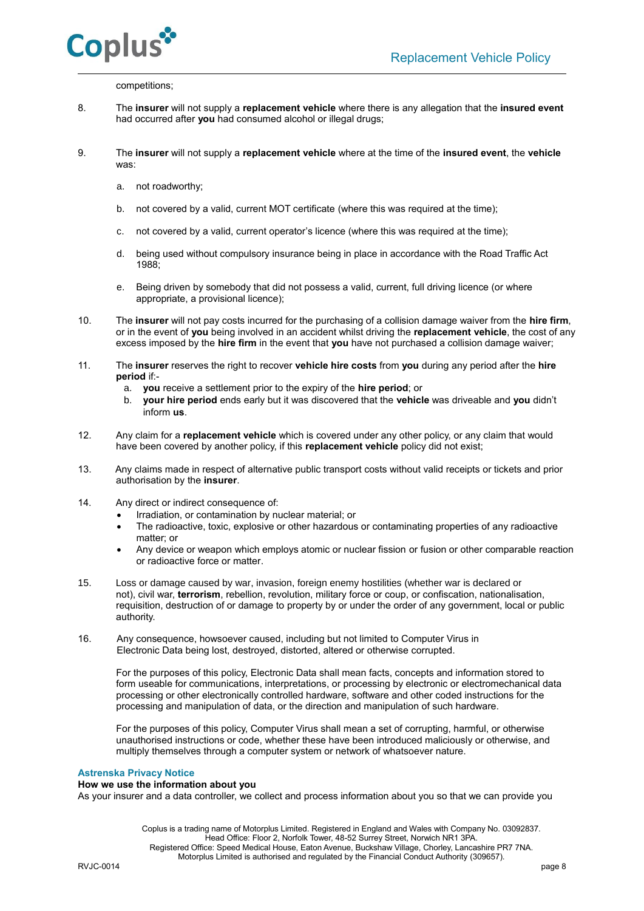competitions;

8. The **insurer** will not supply a **replacement vehicle** where there is any allegation that the **insured event** had occurred after **you** had consumed alcohol or illegal drugs;

9. The **insurer** will not supply a **replacement vehicle** where at the time of the **insured event**, the **vehicle** was:

   a. not roadworthy;

   b. not covered by a valid, current MOT certificate (where this was required at the time);

   c. not covered by a valid, current operator's licence (where this was required at the time);

   d. being used without compulsory insurance being in place in accordance with the Road Traffic Act 1988;

   e. Being driven by somebody that did not possess a valid, current, full driving licence (or where appropriate, a provisional licence);

10. The **insurer** will not pay costs incurred for the purchasing of a collision damage waiver from the **hire firm**, or in the event of **you** being involved in an accident whilst driving the **replacement vehicle**, the cost of any excess imposed by the **hire firm** in the event that **you** have not purchased a collision damage waiver;

11. The **insurer** reserves the right to recover **vehicle hire costs** from **you** during any period after the **hire period** if:-
    a. **you** receive a settlement prior to the expiry of the **hire period**; or
    b. **your hire period** ends early but it was discovered that the **vehicle** was driveable and **you** didn't inform **us**.

12. Any claim for a **replacement vehicle** which is covered under any other policy, or any claim that would have been covered by another policy, if this **replacement vehicle** policy did not exist;

13. Any claims made in respect of alternative public transport costs without valid receipts or tickets and prior authorisation by the **insurer**.

14. Any direct or indirect consequence of:
    - Irradiation, or contamination by nuclear material; or
    - The radioactive, toxic, explosive or other hazardous or contaminating properties of any radioactive matter; or
    - Any device or weapon which employs atomic or nuclear fission or fusion or other comparable reaction or radioactive force or matter.

15. Loss or damage caused by war, invasion, foreign enemy hostilities (whether war is declared or not), civil war, **terrorism**, rebellion, revolution, military force or coup, or confiscation, nationalisation, requisition, destruction of or damage to property by or under the order of any government, local or public authority.

16. Any consequence, howsoever caused, including but not limited to Computer Virus in Electronic Data being lost, destroyed, distorted, altered or otherwise corrupted.

    For the purposes of this policy, Electronic Data shall mean facts, concepts and information stored to form useable for communications, interpretations, or processing by electronic or electromechanical data processing or other electronically controlled hardware, software and other coded instructions for the processing and manipulation of data, or the direction and manipulation of such hardware.

    For the purposes of this policy, Computer Virus shall mean a set of corrupting, harmful, or otherwise unauthorised instructions or code, whether these have been introduced maliciously or otherwise, and multiply themselves through a computer system or network of whatsoever nature.

## Astrenska Privacy Notice

### How we use the information about you

As your insurer and a data controller, we collect and process information about you so that we can provide you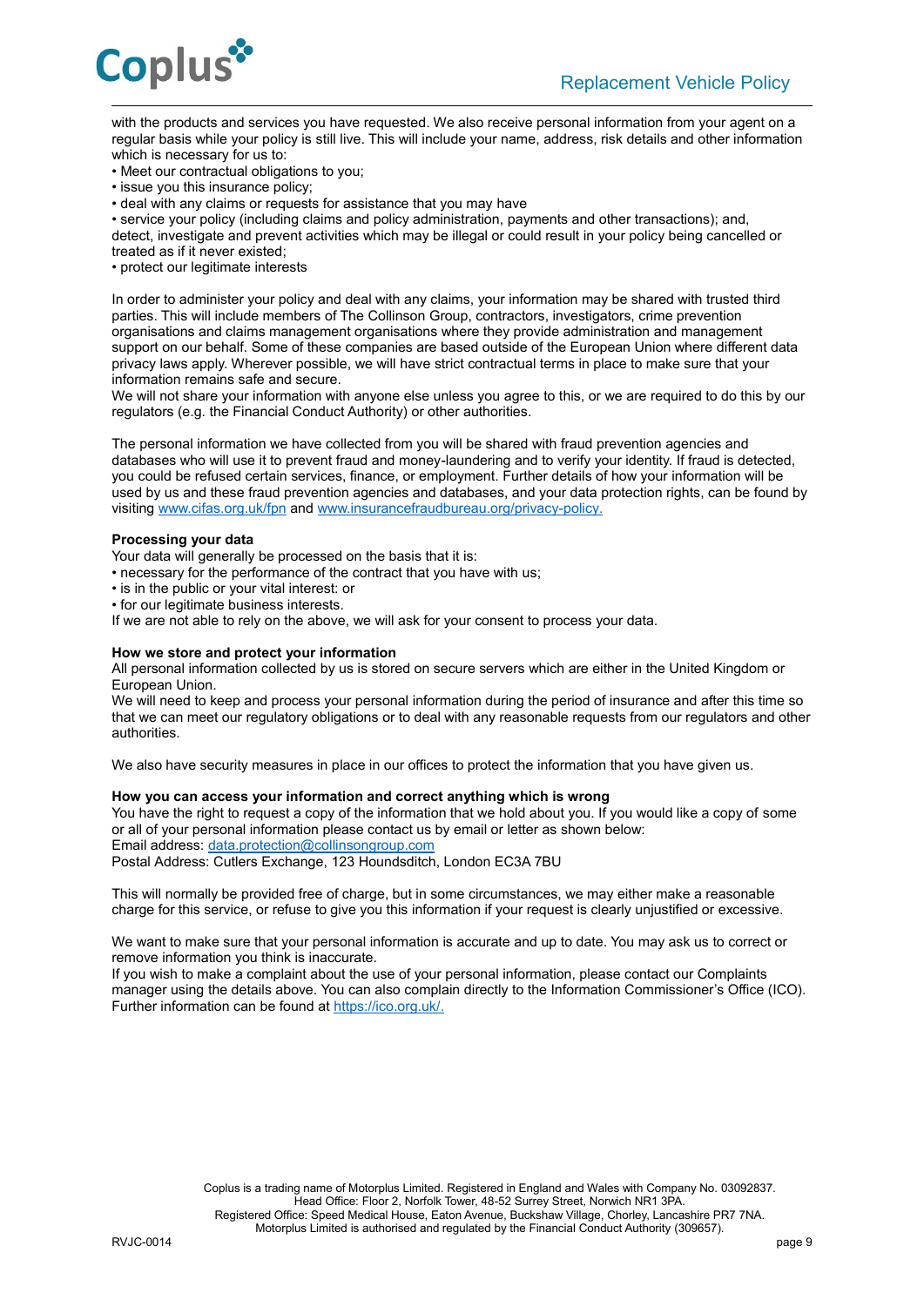with the products and services you have requested. We also receive personal information from your agent on a regular basis while your policy is still live. This will include your name, address, risk details and other information which is necessary for us to:

- Meet our contractual obligations to you;
- issue you this insurance policy;
- deal with any claims or requests for assistance that you may have
- service your policy (including claims and policy administration, payments and other transactions); and, detect, investigate and prevent activities which may be illegal or could result in your policy being cancelled or treated as if it never existed;
- protect our legitimate interests

In order to administer your policy and deal with any claims, your information may be shared with trusted third parties. This will include members of The Collinson Group, contractors, investigators, crime prevention organisations and claims management organisations where they provide administration and management support on our behalf. Some of these companies are based outside of the European Union where different data privacy laws apply. Wherever possible, we will have strict contractual terms in place to make sure that your information remains safe and secure.
We will not share your information with anyone else unless you agree to this, or we are required to do this by our regulators (e.g. the Financial Conduct Authority) or other authorities.

The personal information we have collected from you will be shared with fraud prevention agencies and databases who will use it to prevent fraud and money-laundering and to verify your identity. If fraud is detected, you could be refused certain services, finance, or employment. Further details of how your information will be used by us and these fraud prevention agencies and databases, and your data protection rights, can be found by visiting www.cifas.org.uk/fpn and www.insurancefraudbureau.org/privacy-policy.

**Processing your data**

Your data will generally be processed on the basis that it is:

- necessary for the performance of the contract that you have with us;
- is in the public or your vital interest: or
- for our legitimate business interests.

If we are not able to rely on the above, we will ask for your consent to process your data.

**How we store and protect your information**

All personal information collected by us is stored on secure servers which are either in the United Kingdom or European Union.
We will need to keep and process your personal information during the period of insurance and after this time so that we can meet our regulatory obligations or to deal with any reasonable requests from our regulators and other authorities.

We also have security measures in place in our offices to protect the information that you have given us.

**How you can access your information and correct anything which is wrong**

You have the right to request a copy of the information that we hold about you. If you would like a copy of some or all of your personal information please contact us by email or letter as shown below:
Email address: data.protection@collinsongroup.com
Postal Address: Cutlers Exchange, 123 Houndsditch, London EC3A 7BU

This will normally be provided free of charge, but in some circumstances, we may either make a reasonable charge for this service, or refuse to give you this information if your request is clearly unjustified or excessive.

We want to make sure that your personal information is accurate and up to date. You may ask us to correct or remove information you think is inaccurate.
If you wish to make a complaint about the use of your personal information, please contact our Complaints manager using the details above. You can also complain directly to the Information Commissioner's Office (ICO). Further information can be found at https://ico.org.uk/.